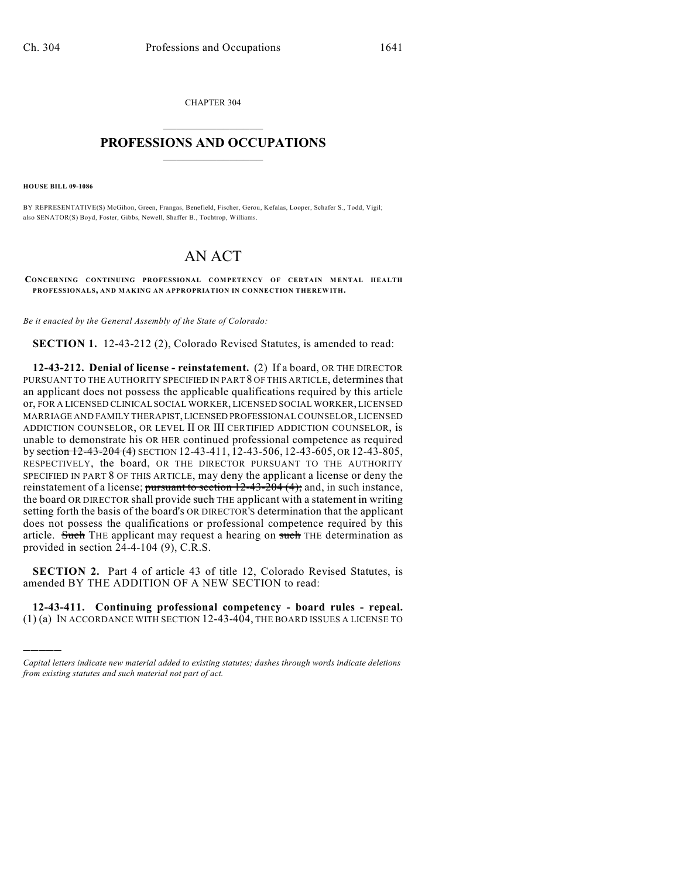CHAPTER 304

# PROFESSIONS AND OCCUPATIONS

**HOUSE BILL 09-1086**

BY REPRESENTATIVE(S) McGihon, Green, Frangas, Benefield, Fischer, Gerou, Kefalas, Looper, Schafer S., Todd, Vigil; also SENATOR(S) Boyd, Foster, Gibbs, Newell, Shaffer B., Tochtrop, Williams.

# AN ACT

**CONCERNING CONTINUING PROFESSIONAL COMPETENCY OF CERTAIN MENTAL HEALTH PROFESSIONALS, AND MAKING AN APPROPRIATION IN CONNECTION THEREWITH.**

*Be it enacted by the General Assembly of the State of Colorado:*

**SECTION 1.** 12-43-212 (2), Colorado Revised Statutes, is amended to read:

**12-43-212. Denial of license - reinstatement.** (2) If a board, OR THE DIRECTOR PURSUANT TO THE AUTHORITY SPECIFIED IN PART 8 OF THIS ARTICLE, determines that an applicant does not possess the applicable qualifications required by this article or, FOR A LICENSED CLINICAL SOCIAL WORKER, LICENSED SOCIAL WORKER, LICENSED MARRIAGE AND FAMILY THERAPIST, LICENSED PROFESSIONAL COUNSELOR, LICENSED ADDICTION COUNSELOR, OR LEVEL II OR III CERTIFIED ADDICTION COUNSELOR, is unable to demonstrate his OR HER continued professional competence as required by ~~section 12-43-204 (4)~~ SECTION 12-43-411, 12-43-506, 12-43-605, OR 12-43-805, RESPECTIVELY, the board, OR THE DIRECTOR PURSUANT TO THE AUTHORITY SPECIFIED IN PART 8 OF THIS ARTICLE, may deny the applicant a license or deny the reinstatement of a license; ~~pursuant to section 12-43-204 (4);~~ and, in such instance, the board OR DIRECTOR shall provide ~~such~~ THE applicant with a statement in writing setting forth the basis of the board's OR DIRECTOR'S determination that the applicant does not possess the qualifications or professional competence required by this article. ~~Such~~ THE applicant may request a hearing on ~~such~~ THE determination as provided in section 24-4-104 (9), C.R.S.

**SECTION 2.** Part 4 of article 43 of title 12, Colorado Revised Statutes, is amended BY THE ADDITION OF A NEW SECTION to read:

**12-43-411. Continuing professional competency - board rules - repeal.** (1) (a) IN ACCORDANCE WITH SECTION 12-43-404, THE BOARD ISSUES A LICENSE TO

---

*Capital letters indicate new material added to existing statutes; dashes through words indicate deletions from existing statutes and such material not part of act.*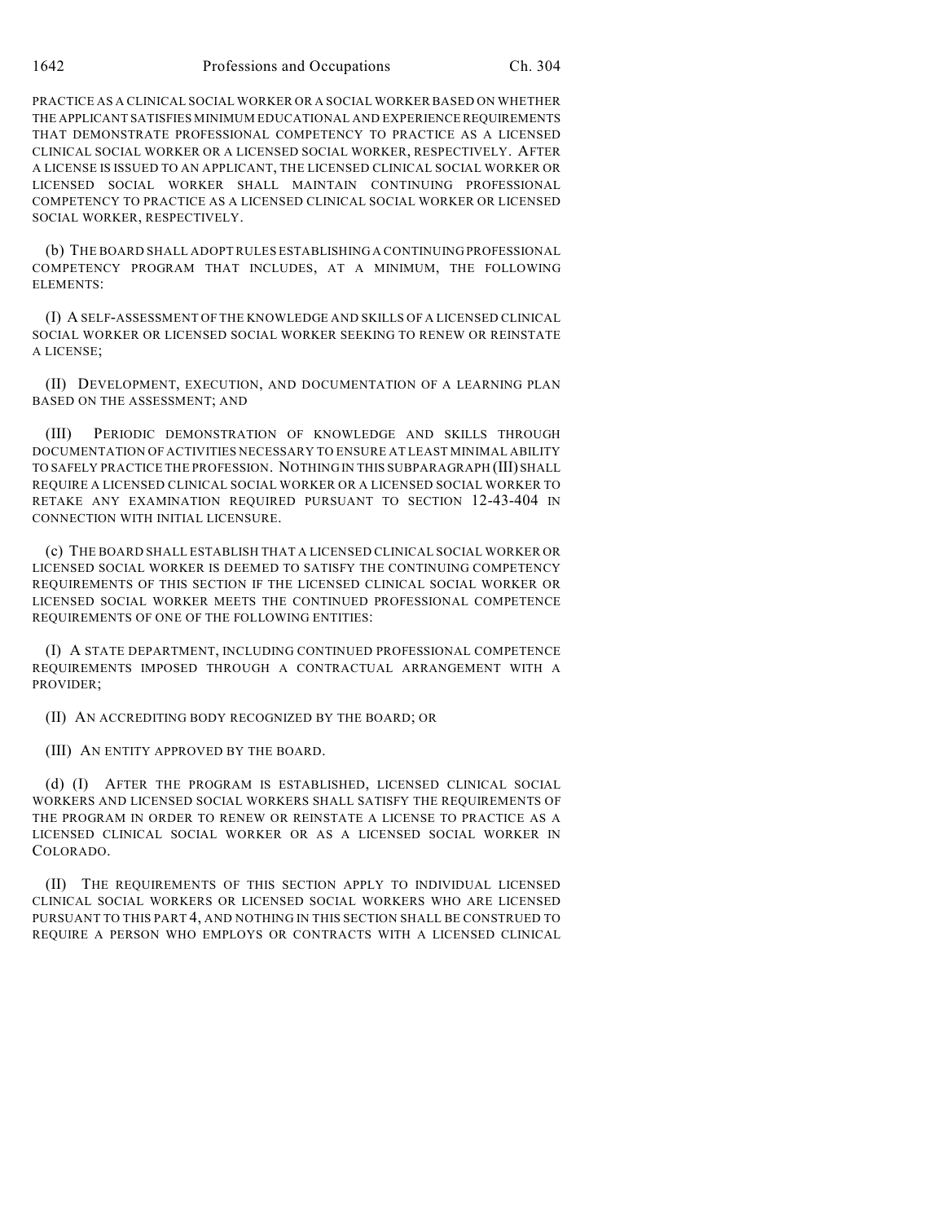PRACTICE AS A CLINICAL SOCIAL WORKER OR A SOCIAL WORKER BASED ON WHETHER THE APPLICANT SATISFIES MINIMUM EDUCATIONAL AND EXPERIENCE REQUIREMENTS THAT DEMONSTRATE PROFESSIONAL COMPETENCY TO PRACTICE AS A LICENSED CLINICAL SOCIAL WORKER OR A LICENSED SOCIAL WORKER, RESPECTIVELY. AFTER A LICENSE IS ISSUED TO AN APPLICANT, THE LICENSED CLINICAL SOCIAL WORKER OR LICENSED SOCIAL WORKER SHALL MAINTAIN CONTINUING PROFESSIONAL COMPETENCY TO PRACTICE AS A LICENSED CLINICAL SOCIAL WORKER OR LICENSED SOCIAL WORKER, RESPECTIVELY.

(b) THE BOARD SHALL ADOPT RULES ESTABLISHING A CONTINUING PROFESSIONAL COMPETENCY PROGRAM THAT INCLUDES, AT A MINIMUM, THE FOLLOWING ELEMENTS:

(I) A SELF-ASSESSMENT OF THE KNOWLEDGE AND SKILLS OF A LICENSED CLINICAL SOCIAL WORKER OR LICENSED SOCIAL WORKER SEEKING TO RENEW OR REINSTATE A LICENSE;

(II) DEVELOPMENT, EXECUTION, AND DOCUMENTATION OF A LEARNING PLAN BASED ON THE ASSESSMENT; AND

(III) PERIODIC DEMONSTRATION OF KNOWLEDGE AND SKILLS THROUGH DOCUMENTATION OF ACTIVITIES NECESSARY TO ENSURE AT LEAST MINIMAL ABILITY TO SAFELY PRACTICE THE PROFESSION. NOTHING IN THIS SUBPARAGRAPH (III) SHALL REQUIRE A LICENSED CLINICAL SOCIAL WORKER OR A LICENSED SOCIAL WORKER TO RETAKE ANY EXAMINATION REQUIRED PURSUANT TO SECTION 12-43-404 IN CONNECTION WITH INITIAL LICENSURE.

(c) THE BOARD SHALL ESTABLISH THAT A LICENSED CLINICAL SOCIAL WORKER OR LICENSED SOCIAL WORKER IS DEEMED TO SATISFY THE CONTINUING COMPETENCY REQUIREMENTS OF THIS SECTION IF THE LICENSED CLINICAL SOCIAL WORKER OR LICENSED SOCIAL WORKER MEETS THE CONTINUED PROFESSIONAL COMPETENCE REQUIREMENTS OF ONE OF THE FOLLOWING ENTITIES:

(I) A STATE DEPARTMENT, INCLUDING CONTINUED PROFESSIONAL COMPETENCE REQUIREMENTS IMPOSED THROUGH A CONTRACTUAL ARRANGEMENT WITH A PROVIDER;

(II) AN ACCREDITING BODY RECOGNIZED BY THE BOARD; OR

(III) AN ENTITY APPROVED BY THE BOARD.

(d) (I) AFTER THE PROGRAM IS ESTABLISHED, LICENSED CLINICAL SOCIAL WORKERS AND LICENSED SOCIAL WORKERS SHALL SATISFY THE REQUIREMENTS OF THE PROGRAM IN ORDER TO RENEW OR REINSTATE A LICENSE TO PRACTICE AS A LICENSED CLINICAL SOCIAL WORKER OR AS A LICENSED SOCIAL WORKER IN COLORADO.

(II) THE REQUIREMENTS OF THIS SECTION APPLY TO INDIVIDUAL LICENSED CLINICAL SOCIAL WORKERS OR LICENSED SOCIAL WORKERS WHO ARE LICENSED PURSUANT TO THIS PART 4, AND NOTHING IN THIS SECTION SHALL BE CONSTRUED TO REQUIRE A PERSON WHO EMPLOYS OR CONTRACTS WITH A LICENSED CLINICAL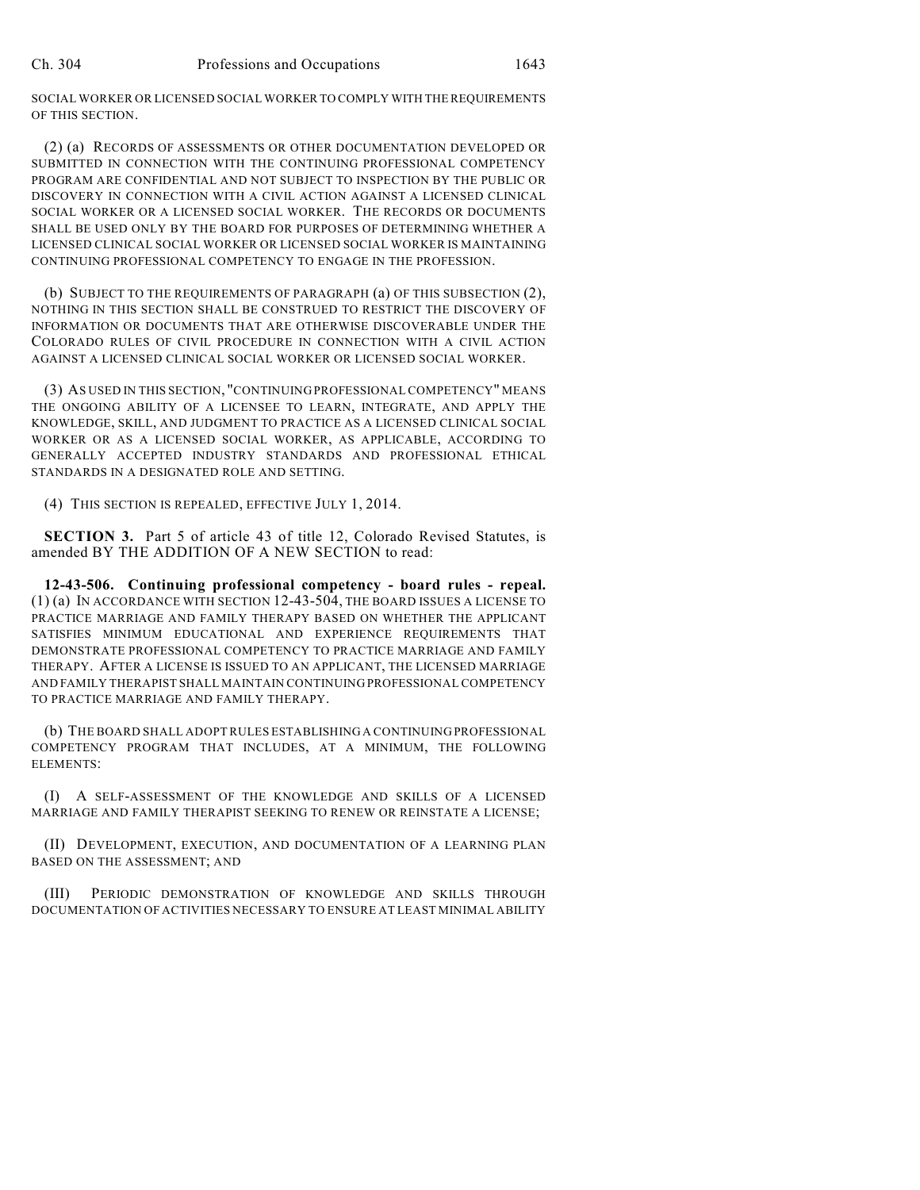SOCIAL WORKER OR LICENSED SOCIAL WORKER TO COMPLY WITH THE REQUIREMENTS OF THIS SECTION.

(2) (a) RECORDS OF ASSESSMENTS OR OTHER DOCUMENTATION DEVELOPED OR SUBMITTED IN CONNECTION WITH THE CONTINUING PROFESSIONAL COMPETENCY PROGRAM ARE CONFIDENTIAL AND NOT SUBJECT TO INSPECTION BY THE PUBLIC OR DISCOVERY IN CONNECTION WITH A CIVIL ACTION AGAINST A LICENSED CLINICAL SOCIAL WORKER OR A LICENSED SOCIAL WORKER. THE RECORDS OR DOCUMENTS SHALL BE USED ONLY BY THE BOARD FOR PURPOSES OF DETERMINING WHETHER A LICENSED CLINICAL SOCIAL WORKER OR LICENSED SOCIAL WORKER IS MAINTAINING CONTINUING PROFESSIONAL COMPETENCY TO ENGAGE IN THE PROFESSION.

(b) SUBJECT TO THE REQUIREMENTS OF PARAGRAPH (a) OF THIS SUBSECTION (2), NOTHING IN THIS SECTION SHALL BE CONSTRUED TO RESTRICT THE DISCOVERY OF INFORMATION OR DOCUMENTS THAT ARE OTHERWISE DISCOVERABLE UNDER THE COLORADO RULES OF CIVIL PROCEDURE IN CONNECTION WITH A CIVIL ACTION AGAINST A LICENSED CLINICAL SOCIAL WORKER OR LICENSED SOCIAL WORKER.

(3) AS USED IN THIS SECTION, "CONTINUING PROFESSIONAL COMPETENCY" MEANS THE ONGOING ABILITY OF A LICENSEE TO LEARN, INTEGRATE, AND APPLY THE KNOWLEDGE, SKILL, AND JUDGMENT TO PRACTICE AS A LICENSED CLINICAL SOCIAL WORKER OR AS A LICENSED SOCIAL WORKER, AS APPLICABLE, ACCORDING TO GENERALLY ACCEPTED INDUSTRY STANDARDS AND PROFESSIONAL ETHICAL STANDARDS IN A DESIGNATED ROLE AND SETTING.

(4) THIS SECTION IS REPEALED, EFFECTIVE JULY 1, 2014.

**SECTION 3.** Part 5 of article 43 of title 12, Colorado Revised Statutes, is amended BY THE ADDITION OF A NEW SECTION to read:

**12-43-506. Continuing professional competency - board rules - repeal.** (1) (a) IN ACCORDANCE WITH SECTION 12-43-504, THE BOARD ISSUES A LICENSE TO PRACTICE MARRIAGE AND FAMILY THERAPY BASED ON WHETHER THE APPLICANT SATISFIES MINIMUM EDUCATIONAL AND EXPERIENCE REQUIREMENTS THAT DEMONSTRATE PROFESSIONAL COMPETENCY TO PRACTICE MARRIAGE AND FAMILY THERAPY. AFTER A LICENSE IS ISSUED TO AN APPLICANT, THE LICENSED MARRIAGE AND FAMILY THERAPIST SHALL MAINTAIN CONTINUING PROFESSIONAL COMPETENCY TO PRACTICE MARRIAGE AND FAMILY THERAPY.

(b) THE BOARD SHALL ADOPT RULES ESTABLISHING A CONTINUING PROFESSIONAL COMPETENCY PROGRAM THAT INCLUDES, AT A MINIMUM, THE FOLLOWING ELEMENTS:

(I) A SELF-ASSESSMENT OF THE KNOWLEDGE AND SKILLS OF A LICENSED MARRIAGE AND FAMILY THERAPIST SEEKING TO RENEW OR REINSTATE A LICENSE;

(II) DEVELOPMENT, EXECUTION, AND DOCUMENTATION OF A LEARNING PLAN BASED ON THE ASSESSMENT; AND

(III) PERIODIC DEMONSTRATION OF KNOWLEDGE AND SKILLS THROUGH DOCUMENTATION OF ACTIVITIES NECESSARY TO ENSURE AT LEAST MINIMAL ABILITY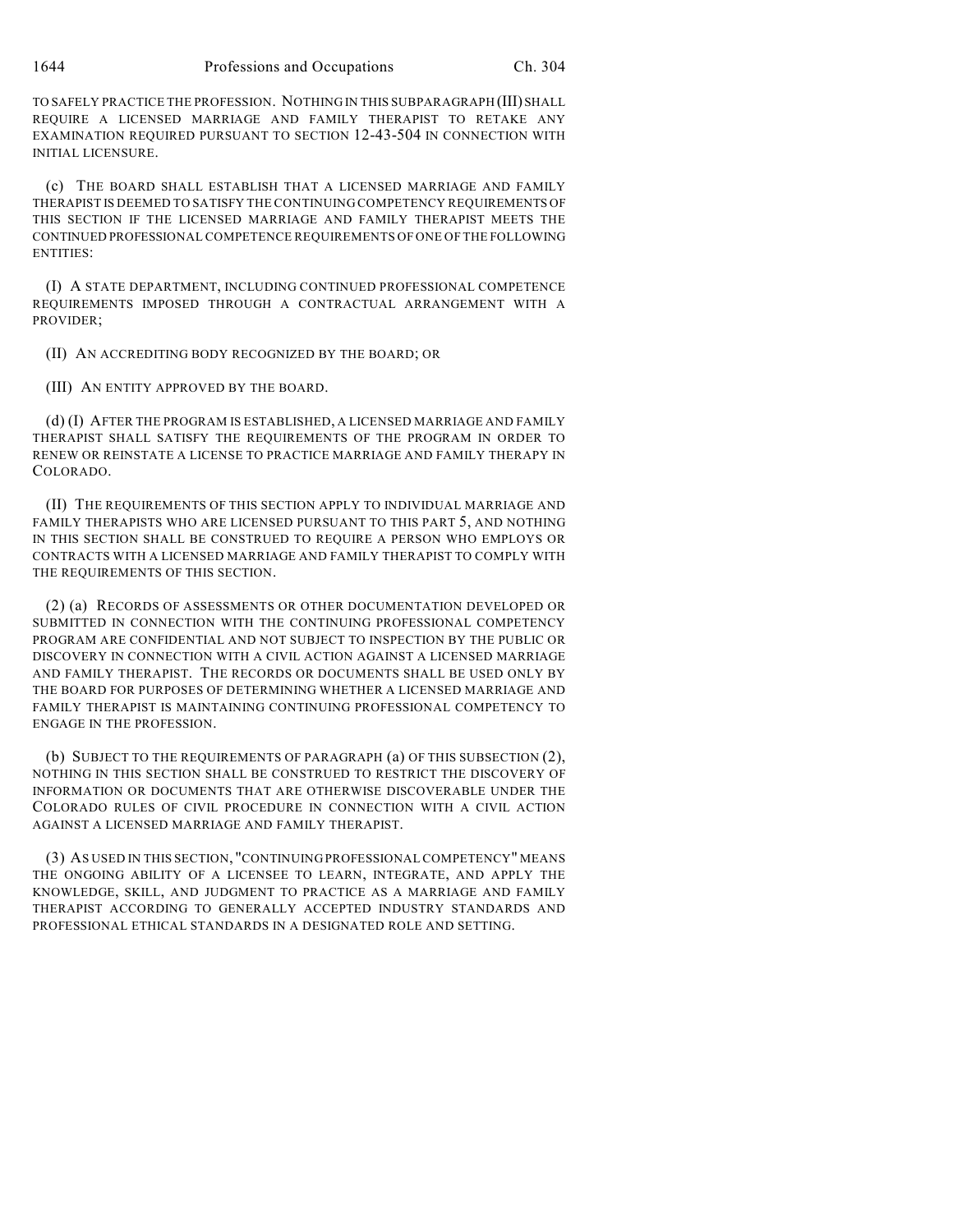TO SAFELY PRACTICE THE PROFESSION. NOTHING IN THIS SUBPARAGRAPH (III) SHALL REQUIRE A LICENSED MARRIAGE AND FAMILY THERAPIST TO RETAKE ANY EXAMINATION REQUIRED PURSUANT TO SECTION 12-43-504 IN CONNECTION WITH INITIAL LICENSURE.

(c) THE BOARD SHALL ESTABLISH THAT A LICENSED MARRIAGE AND FAMILY THERAPIST IS DEEMED TO SATISFY THE CONTINUING COMPETENCY REQUIREMENTS OF THIS SECTION IF THE LICENSED MARRIAGE AND FAMILY THERAPIST MEETS THE CONTINUED PROFESSIONAL COMPETENCE REQUIREMENTS OF ONE OF THE FOLLOWING ENTITIES:

(I) A STATE DEPARTMENT, INCLUDING CONTINUED PROFESSIONAL COMPETENCE REQUIREMENTS IMPOSED THROUGH A CONTRACTUAL ARRANGEMENT WITH A PROVIDER;

(II) AN ACCREDITING BODY RECOGNIZED BY THE BOARD; OR

(III) AN ENTITY APPROVED BY THE BOARD.

(d) (I) AFTER THE PROGRAM IS ESTABLISHED, A LICENSED MARRIAGE AND FAMILY THERAPIST SHALL SATISFY THE REQUIREMENTS OF THE PROGRAM IN ORDER TO RENEW OR REINSTATE A LICENSE TO PRACTICE MARRIAGE AND FAMILY THERAPY IN COLORADO.

(II) THE REQUIREMENTS OF THIS SECTION APPLY TO INDIVIDUAL MARRIAGE AND FAMILY THERAPISTS WHO ARE LICENSED PURSUANT TO THIS PART 5, AND NOTHING IN THIS SECTION SHALL BE CONSTRUED TO REQUIRE A PERSON WHO EMPLOYS OR CONTRACTS WITH A LICENSED MARRIAGE AND FAMILY THERAPIST TO COMPLY WITH THE REQUIREMENTS OF THIS SECTION.

(2) (a) RECORDS OF ASSESSMENTS OR OTHER DOCUMENTATION DEVELOPED OR SUBMITTED IN CONNECTION WITH THE CONTINUING PROFESSIONAL COMPETENCY PROGRAM ARE CONFIDENTIAL AND NOT SUBJECT TO INSPECTION BY THE PUBLIC OR DISCOVERY IN CONNECTION WITH A CIVIL ACTION AGAINST A LICENSED MARRIAGE AND FAMILY THERAPIST. THE RECORDS OR DOCUMENTS SHALL BE USED ONLY BY THE BOARD FOR PURPOSES OF DETERMINING WHETHER A LICENSED MARRIAGE AND FAMILY THERAPIST IS MAINTAINING CONTINUING PROFESSIONAL COMPETENCY TO ENGAGE IN THE PROFESSION.

(b) SUBJECT TO THE REQUIREMENTS OF PARAGRAPH (a) OF THIS SUBSECTION (2), NOTHING IN THIS SECTION SHALL BE CONSTRUED TO RESTRICT THE DISCOVERY OF INFORMATION OR DOCUMENTS THAT ARE OTHERWISE DISCOVERABLE UNDER THE COLORADO RULES OF CIVIL PROCEDURE IN CONNECTION WITH A CIVIL ACTION AGAINST A LICENSED MARRIAGE AND FAMILY THERAPIST.

(3) AS USED IN THIS SECTION, "CONTINUING PROFESSIONAL COMPETENCY" MEANS THE ONGOING ABILITY OF A LICENSEE TO LEARN, INTEGRATE, AND APPLY THE KNOWLEDGE, SKILL, AND JUDGMENT TO PRACTICE AS A MARRIAGE AND FAMILY THERAPIST ACCORDING TO GENERALLY ACCEPTED INDUSTRY STANDARDS AND PROFESSIONAL ETHICAL STANDARDS IN A DESIGNATED ROLE AND SETTING.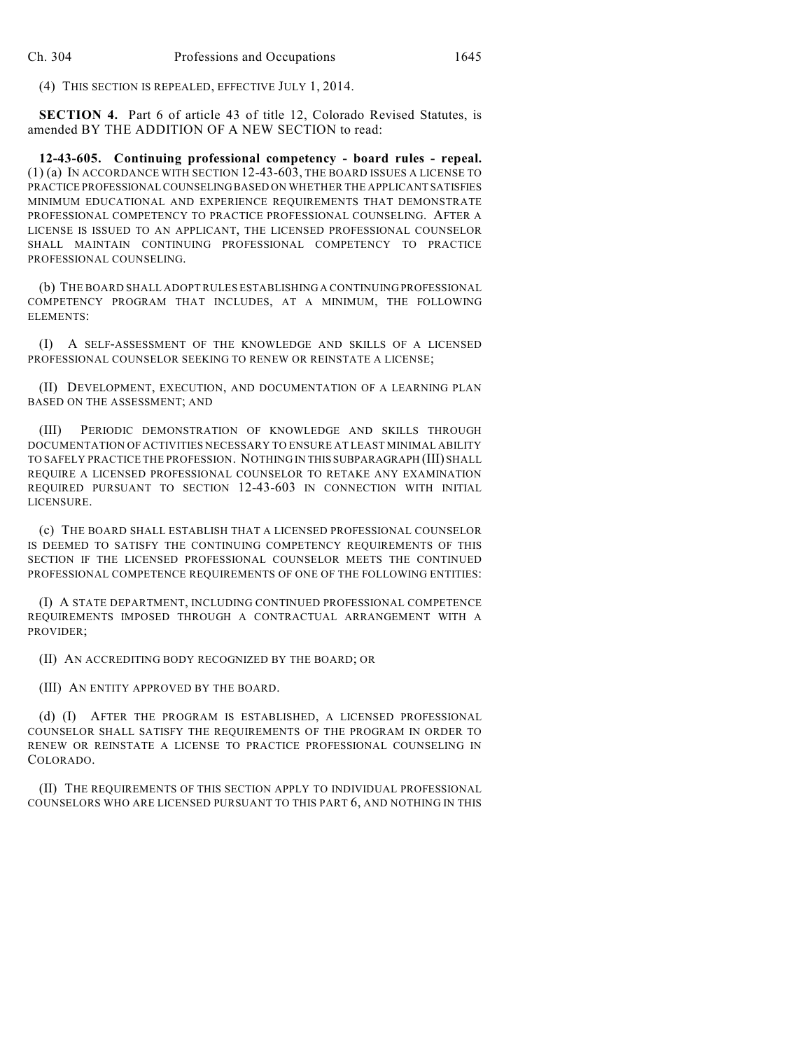(4) THIS SECTION IS REPEALED, EFFECTIVE JULY 1, 2014.

**SECTION 4.** Part 6 of article 43 of title 12, Colorado Revised Statutes, is amended BY THE ADDITION OF A NEW SECTION to read:

**12-43-605. Continuing professional competency - board rules - repeal.** (1) (a) IN ACCORDANCE WITH SECTION 12-43-603, THE BOARD ISSUES A LICENSE TO PRACTICE PROFESSIONAL COUNSELING BASED ON WHETHER THE APPLICANT SATISFIES MINIMUM EDUCATIONAL AND EXPERIENCE REQUIREMENTS THAT DEMONSTRATE PROFESSIONAL COMPETENCY TO PRACTICE PROFESSIONAL COUNSELING. AFTER A LICENSE IS ISSUED TO AN APPLICANT, THE LICENSED PROFESSIONAL COUNSELOR SHALL MAINTAIN CONTINUING PROFESSIONAL COMPETENCY TO PRACTICE PROFESSIONAL COUNSELING.

(b) THE BOARD SHALL ADOPT RULES ESTABLISHING A CONTINUING PROFESSIONAL COMPETENCY PROGRAM THAT INCLUDES, AT A MINIMUM, THE FOLLOWING ELEMENTS:

(I) A SELF-ASSESSMENT OF THE KNOWLEDGE AND SKILLS OF A LICENSED PROFESSIONAL COUNSELOR SEEKING TO RENEW OR REINSTATE A LICENSE;

(II) DEVELOPMENT, EXECUTION, AND DOCUMENTATION OF A LEARNING PLAN BASED ON THE ASSESSMENT; AND

(III) PERIODIC DEMONSTRATION OF KNOWLEDGE AND SKILLS THROUGH DOCUMENTATION OF ACTIVITIES NECESSARY TO ENSURE AT LEAST MINIMAL ABILITY TO SAFELY PRACTICE THE PROFESSION. NOTHING IN THIS SUBPARAGRAPH (III) SHALL REQUIRE A LICENSED PROFESSIONAL COUNSELOR TO RETAKE ANY EXAMINATION REQUIRED PURSUANT TO SECTION 12-43-603 IN CONNECTION WITH INITIAL LICENSURE.

(c) THE BOARD SHALL ESTABLISH THAT A LICENSED PROFESSIONAL COUNSELOR IS DEEMED TO SATISFY THE CONTINUING COMPETENCY REQUIREMENTS OF THIS SECTION IF THE LICENSED PROFESSIONAL COUNSELOR MEETS THE CONTINUED PROFESSIONAL COMPETENCE REQUIREMENTS OF ONE OF THE FOLLOWING ENTITIES:

(I) A STATE DEPARTMENT, INCLUDING CONTINUED PROFESSIONAL COMPETENCE REQUIREMENTS IMPOSED THROUGH A CONTRACTUAL ARRANGEMENT WITH A PROVIDER;

(II) AN ACCREDITING BODY RECOGNIZED BY THE BOARD; OR

(III) AN ENTITY APPROVED BY THE BOARD.

(d) (I) AFTER THE PROGRAM IS ESTABLISHED, A LICENSED PROFESSIONAL COUNSELOR SHALL SATISFY THE REQUIREMENTS OF THE PROGRAM IN ORDER TO RENEW OR REINSTATE A LICENSE TO PRACTICE PROFESSIONAL COUNSELING IN COLORADO.

(II) THE REQUIREMENTS OF THIS SECTION APPLY TO INDIVIDUAL PROFESSIONAL COUNSELORS WHO ARE LICENSED PURSUANT TO THIS PART 6, AND NOTHING IN THIS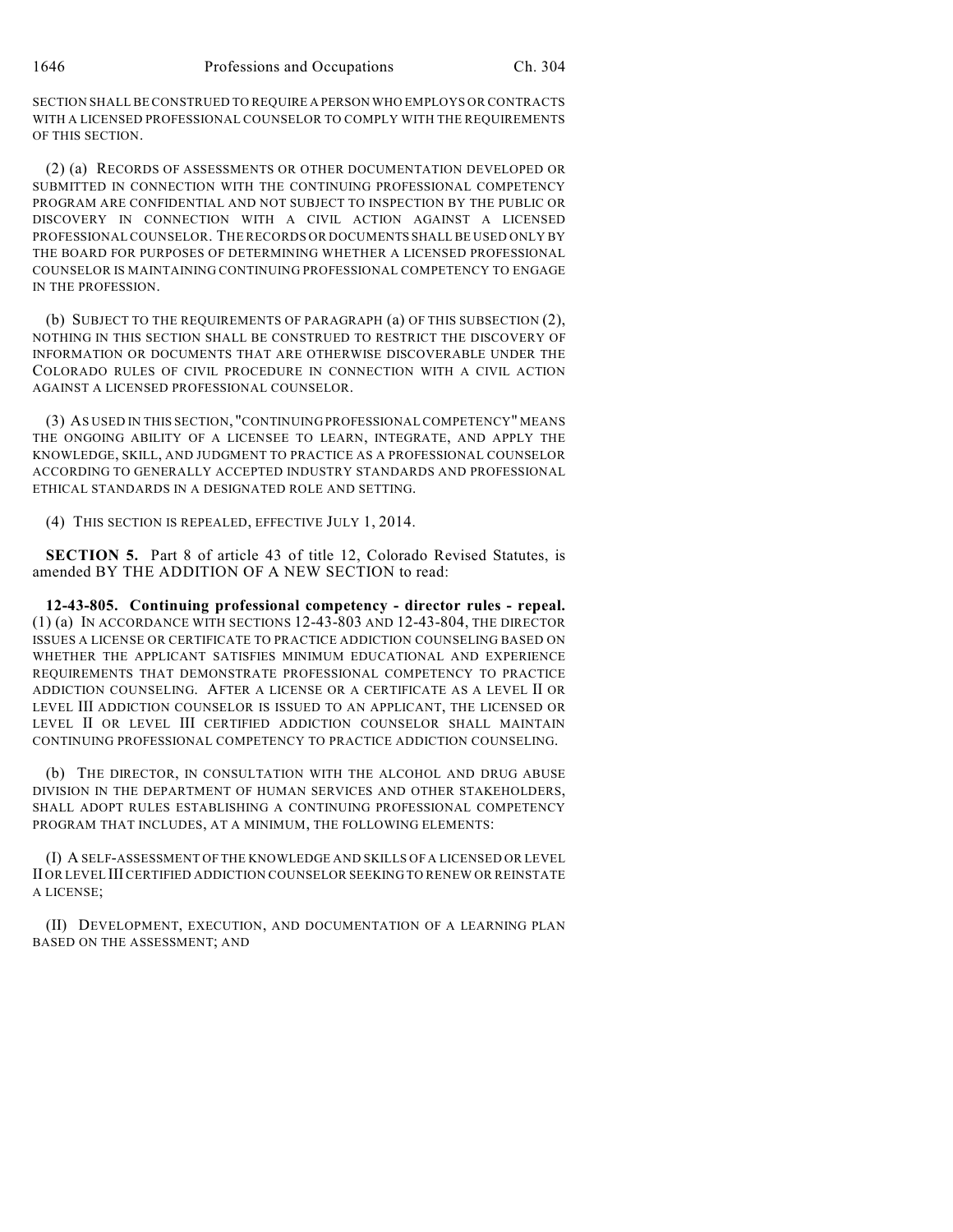SECTION SHALL BE CONSTRUED TO REQUIRE A PERSON WHO EMPLOYS OR CONTRACTS WITH A LICENSED PROFESSIONAL COUNSELOR TO COMPLY WITH THE REQUIREMENTS OF THIS SECTION.

(2) (a) RECORDS OF ASSESSMENTS OR OTHER DOCUMENTATION DEVELOPED OR SUBMITTED IN CONNECTION WITH THE CONTINUING PROFESSIONAL COMPETENCY PROGRAM ARE CONFIDENTIAL AND NOT SUBJECT TO INSPECTION BY THE PUBLIC OR DISCOVERY IN CONNECTION WITH A CIVIL ACTION AGAINST A LICENSED PROFESSIONAL COUNSELOR. THE RECORDS OR DOCUMENTS SHALL BE USED ONLY BY THE BOARD FOR PURPOSES OF DETERMINING WHETHER A LICENSED PROFESSIONAL COUNSELOR IS MAINTAINING CONTINUING PROFESSIONAL COMPETENCY TO ENGAGE IN THE PROFESSION.

(b) SUBJECT TO THE REQUIREMENTS OF PARAGRAPH (a) OF THIS SUBSECTION (2), NOTHING IN THIS SECTION SHALL BE CONSTRUED TO RESTRICT THE DISCOVERY OF INFORMATION OR DOCUMENTS THAT ARE OTHERWISE DISCOVERABLE UNDER THE COLORADO RULES OF CIVIL PROCEDURE IN CONNECTION WITH A CIVIL ACTION AGAINST A LICENSED PROFESSIONAL COUNSELOR.

(3) AS USED IN THIS SECTION, "CONTINUING PROFESSIONAL COMPETENCY" MEANS THE ONGOING ABILITY OF A LICENSEE TO LEARN, INTEGRATE, AND APPLY THE KNOWLEDGE, SKILL, AND JUDGMENT TO PRACTICE AS A PROFESSIONAL COUNSELOR ACCORDING TO GENERALLY ACCEPTED INDUSTRY STANDARDS AND PROFESSIONAL ETHICAL STANDARDS IN A DESIGNATED ROLE AND SETTING.

(4) THIS SECTION IS REPEALED, EFFECTIVE JULY 1, 2014.

**SECTION 5.** Part 8 of article 43 of title 12, Colorado Revised Statutes, is amended BY THE ADDITION OF A NEW SECTION to read:

**12-43-805. Continuing professional competency - director rules - repeal.** (1) (a) IN ACCORDANCE WITH SECTIONS 12-43-803 AND 12-43-804, THE DIRECTOR ISSUES A LICENSE OR CERTIFICATE TO PRACTICE ADDICTION COUNSELING BASED ON WHETHER THE APPLICANT SATISFIES MINIMUM EDUCATIONAL AND EXPERIENCE REQUIREMENTS THAT DEMONSTRATE PROFESSIONAL COMPETENCY TO PRACTICE ADDICTION COUNSELING. AFTER A LICENSE OR A CERTIFICATE AS A LEVEL II OR LEVEL III ADDICTION COUNSELOR IS ISSUED TO AN APPLICANT, THE LICENSED OR LEVEL II OR LEVEL III CERTIFIED ADDICTION COUNSELOR SHALL MAINTAIN CONTINUING PROFESSIONAL COMPETENCY TO PRACTICE ADDICTION COUNSELING.

(b) THE DIRECTOR, IN CONSULTATION WITH THE ALCOHOL AND DRUG ABUSE DIVISION IN THE DEPARTMENT OF HUMAN SERVICES AND OTHER STAKEHOLDERS, SHALL ADOPT RULES ESTABLISHING A CONTINUING PROFESSIONAL COMPETENCY PROGRAM THAT INCLUDES, AT A MINIMUM, THE FOLLOWING ELEMENTS:

(I) A SELF-ASSESSMENT OF THE KNOWLEDGE AND SKILLS OF A LICENSED OR LEVEL II OR LEVEL III CERTIFIED ADDICTION COUNSELOR SEEKING TO RENEW OR REINSTATE A LICENSE;

(II) DEVELOPMENT, EXECUTION, AND DOCUMENTATION OF A LEARNING PLAN BASED ON THE ASSESSMENT; AND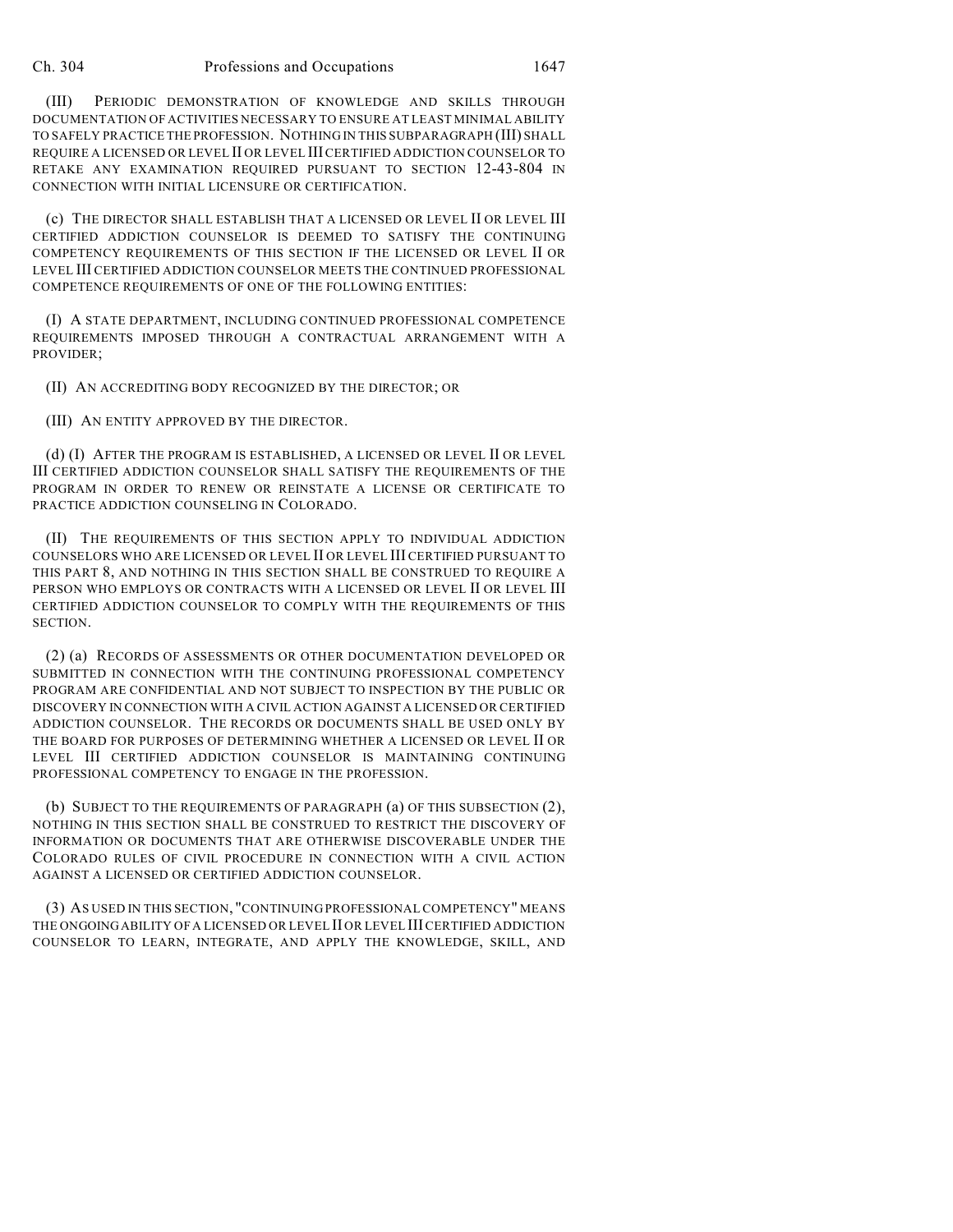(III) PERIODIC DEMONSTRATION OF KNOWLEDGE AND SKILLS THROUGH DOCUMENTATION OF ACTIVITIES NECESSARY TO ENSURE AT LEAST MINIMAL ABILITY TO SAFELY PRACTICE THE PROFESSION. NOTHING IN THIS SUBPARAGRAPH (III) SHALL REQUIRE A LICENSED OR LEVEL II OR LEVEL III CERTIFIED ADDICTION COUNSELOR TO RETAKE ANY EXAMINATION REQUIRED PURSUANT TO SECTION 12-43-804 IN CONNECTION WITH INITIAL LICENSURE OR CERTIFICATION.

(c) THE DIRECTOR SHALL ESTABLISH THAT A LICENSED OR LEVEL II OR LEVEL III CERTIFIED ADDICTION COUNSELOR IS DEEMED TO SATISFY THE CONTINUING COMPETENCY REQUIREMENTS OF THIS SECTION IF THE LICENSED OR LEVEL II OR LEVEL III CERTIFIED ADDICTION COUNSELOR MEETS THE CONTINUED PROFESSIONAL COMPETENCE REQUIREMENTS OF ONE OF THE FOLLOWING ENTITIES:

(I) A STATE DEPARTMENT, INCLUDING CONTINUED PROFESSIONAL COMPETENCE REQUIREMENTS IMPOSED THROUGH A CONTRACTUAL ARRANGEMENT WITH A PROVIDER;

(II) AN ACCREDITING BODY RECOGNIZED BY THE DIRECTOR; OR

(III) AN ENTITY APPROVED BY THE DIRECTOR.

(d) (I) AFTER THE PROGRAM IS ESTABLISHED, A LICENSED OR LEVEL II OR LEVEL III CERTIFIED ADDICTION COUNSELOR SHALL SATISFY THE REQUIREMENTS OF THE PROGRAM IN ORDER TO RENEW OR REINSTATE A LICENSE OR CERTIFICATE TO PRACTICE ADDICTION COUNSELING IN COLORADO.

(II) THE REQUIREMENTS OF THIS SECTION APPLY TO INDIVIDUAL ADDICTION COUNSELORS WHO ARE LICENSED OR LEVEL II OR LEVEL III CERTIFIED PURSUANT TO THIS PART 8, AND NOTHING IN THIS SECTION SHALL BE CONSTRUED TO REQUIRE A PERSON WHO EMPLOYS OR CONTRACTS WITH A LICENSED OR LEVEL II OR LEVEL III CERTIFIED ADDICTION COUNSELOR TO COMPLY WITH THE REQUIREMENTS OF THIS SECTION.

(2) (a) RECORDS OF ASSESSMENTS OR OTHER DOCUMENTATION DEVELOPED OR SUBMITTED IN CONNECTION WITH THE CONTINUING PROFESSIONAL COMPETENCY PROGRAM ARE CONFIDENTIAL AND NOT SUBJECT TO INSPECTION BY THE PUBLIC OR DISCOVERY IN CONNECTION WITH A CIVIL ACTION AGAINST A LICENSED OR CERTIFIED ADDICTION COUNSELOR. THE RECORDS OR DOCUMENTS SHALL BE USED ONLY BY THE BOARD FOR PURPOSES OF DETERMINING WHETHER A LICENSED OR LEVEL II OR LEVEL III CERTIFIED ADDICTION COUNSELOR IS MAINTAINING CONTINUING PROFESSIONAL COMPETENCY TO ENGAGE IN THE PROFESSION.

(b) SUBJECT TO THE REQUIREMENTS OF PARAGRAPH (a) OF THIS SUBSECTION (2), NOTHING IN THIS SECTION SHALL BE CONSTRUED TO RESTRICT THE DISCOVERY OF INFORMATION OR DOCUMENTS THAT ARE OTHERWISE DISCOVERABLE UNDER THE COLORADO RULES OF CIVIL PROCEDURE IN CONNECTION WITH A CIVIL ACTION AGAINST A LICENSED OR CERTIFIED ADDICTION COUNSELOR.

(3) AS USED IN THIS SECTION, "CONTINUING PROFESSIONAL COMPETENCY" MEANS THE ONGOING ABILITY OF A LICENSED OR LEVEL II OR LEVEL III CERTIFIED ADDICTION COUNSELOR TO LEARN, INTEGRATE, AND APPLY THE KNOWLEDGE, SKILL, AND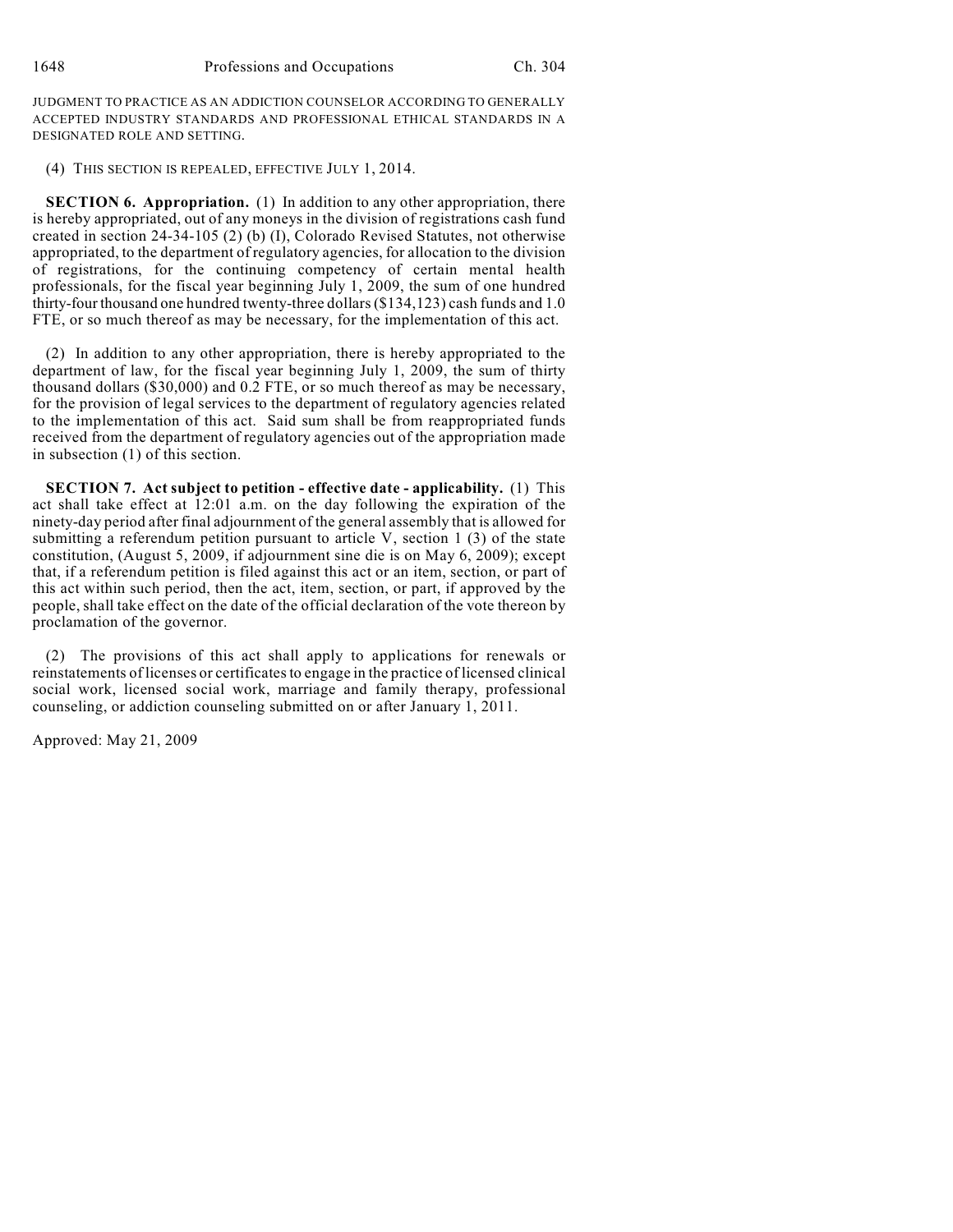JUDGMENT TO PRACTICE AS AN ADDICTION COUNSELOR ACCORDING TO GENERALLY ACCEPTED INDUSTRY STANDARDS AND PROFESSIONAL ETHICAL STANDARDS IN A DESIGNATED ROLE AND SETTING.

(4) THIS SECTION IS REPEALED, EFFECTIVE JULY 1, 2014.

**SECTION 6. Appropriation.** (1) In addition to any other appropriation, there is hereby appropriated, out of any moneys in the division of registrations cash fund created in section 24-34-105 (2) (b) (I), Colorado Revised Statutes, not otherwise appropriated, to the department of regulatory agencies, for allocation to the division of registrations, for the continuing competency of certain mental health professionals, for the fiscal year beginning July 1, 2009, the sum of one hundred thirty-four thousand one hundred twenty-three dollars ($134,123) cash funds and 1.0 FTE, or so much thereof as may be necessary, for the implementation of this act.

(2) In addition to any other appropriation, there is hereby appropriated to the department of law, for the fiscal year beginning July 1, 2009, the sum of thirty thousand dollars ($30,000) and 0.2 FTE, or so much thereof as may be necessary, for the provision of legal services to the department of regulatory agencies related to the implementation of this act. Said sum shall be from reappropriated funds received from the department of regulatory agencies out of the appropriation made in subsection (1) of this section.

**SECTION 7. Act subject to petition - effective date - applicability.** (1) This act shall take effect at 12:01 a.m. on the day following the expiration of the ninety-day period after final adjournment of the general assembly that is allowed for submitting a referendum petition pursuant to article V, section 1 (3) of the state constitution, (August 5, 2009, if adjournment sine die is on May 6, 2009); except that, if a referendum petition is filed against this act or an item, section, or part of this act within such period, then the act, item, section, or part, if approved by the people, shall take effect on the date of the official declaration of the vote thereon by proclamation of the governor.

(2) The provisions of this act shall apply to applications for renewals or reinstatements of licenses or certificates to engage in the practice of licensed clinical social work, licensed social work, marriage and family therapy, professional counseling, or addiction counseling submitted on or after January 1, 2011.

Approved: May 21, 2009